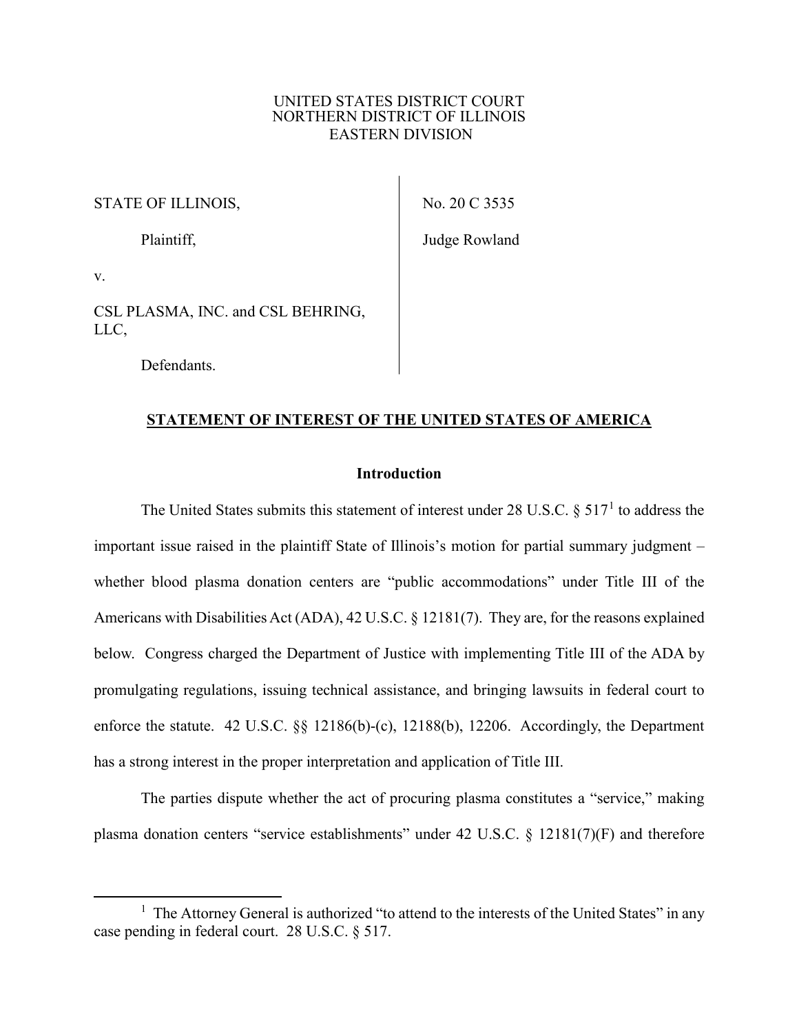UNITED STATES DISTRICT COURT
NORTHERN DISTRICT OF ILLINOIS
EASTERN DIVISION

| | |
|---|---|
| STATE OF ILLINOIS,<br><br>Plaintiff,<br><br>v.<br><br>CSL PLASMA, INC. and CSL BEHRING, LLC,<br><br>Defendants. | No. 20 C 3535<br><br>Judge Rowland |

## STATEMENT OF INTEREST OF THE UNITED STATES OF AMERICA

### Introduction

The United States submits this statement of interest under 28 U.S.C. § 517[1] to address the important issue raised in the plaintiff State of Illinois's motion for partial summary judgment – whether blood plasma donation centers are "public accommodations" under Title III of the Americans with Disabilities Act (ADA), 42 U.S.C. § 12181(7). They are, for the reasons explained below. Congress charged the Department of Justice with implementing Title III of the ADA by promulgating regulations, issuing technical assistance, and bringing lawsuits in federal court to enforce the statute. 42 U.S.C. §§ 12186(b)-(c), 12188(b), 12206. Accordingly, the Department has a strong interest in the proper interpretation and application of Title III.

The parties dispute whether the act of procuring plasma constitutes a "service," making plasma donation centers "service establishments" under 42 U.S.C. § 12181(7)(F) and therefore

[1] The Attorney General is authorized "to attend to the interests of the United States" in any case pending in federal court. 28 U.S.C. § 517.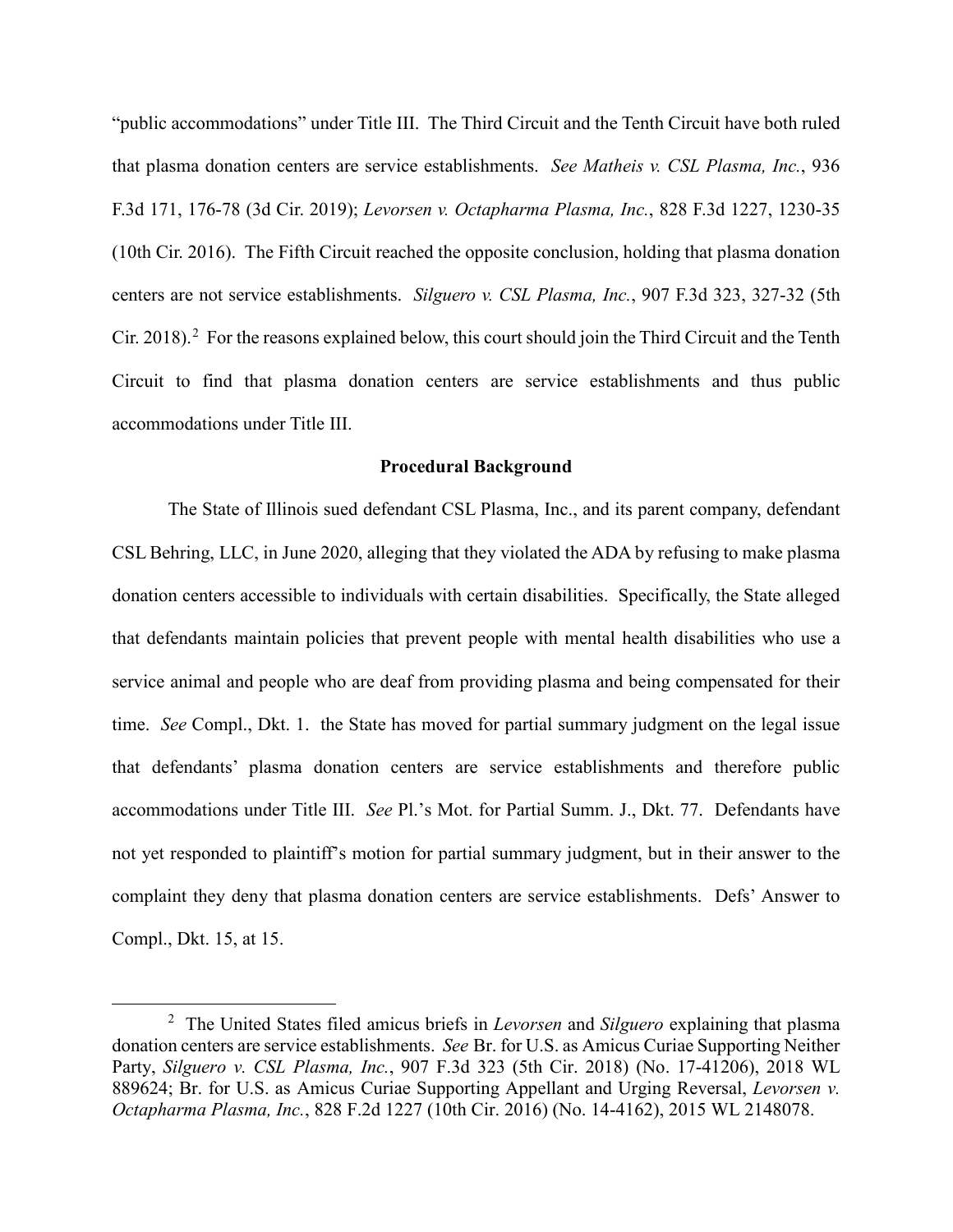"public accommodations" under Title III. The Third Circuit and the Tenth Circuit have both ruled that plasma donation centers are service establishments. *See Matheis v. CSL Plasma, Inc.*, 936 F.3d 171, 176-78 (3d Cir. 2019); *Levorsen v. Octapharma Plasma, Inc.*, 828 F.3d 1227, 1230-35 (10th Cir. 2016). The Fifth Circuit reached the opposite conclusion, holding that plasma donation centers are not service establishments. *Silguero v. CSL Plasma, Inc.*, 907 F.3d 323, 327-32 (5th Cir. 2018).[2] For the reasons explained below, this court should join the Third Circuit and the Tenth Circuit to find that plasma donation centers are service establishments and thus public accommodations under Title III.

**Procedural Background**

The State of Illinois sued defendant CSL Plasma, Inc., and its parent company, defendant CSL Behring, LLC, in June 2020, alleging that they violated the ADA by refusing to make plasma donation centers accessible to individuals with certain disabilities. Specifically, the State alleged that defendants maintain policies that prevent people with mental health disabilities who use a service animal and people who are deaf from providing plasma and being compensated for their time. *See* Compl., Dkt. 1. the State has moved for partial summary judgment on the legal issue that defendants' plasma donation centers are service establishments and therefore public accommodations under Title III. *See* Pl.'s Mot. for Partial Summ. J., Dkt. 77. Defendants have not yet responded to plaintiff's motion for partial summary judgment, but in their answer to the complaint they deny that plasma donation centers are service establishments. Defs' Answer to Compl., Dkt. 15, at 15.

---

[2] The United States filed amicus briefs in *Levorsen* and *Silguero* explaining that plasma donation centers are service establishments. *See* Br. for U.S. as Amicus Curiae Supporting Neither Party, *Silguero v. CSL Plasma, Inc.*, 907 F.3d 323 (5th Cir. 2018) (No. 17-41206), 2018 WL 889624; Br. for U.S. as Amicus Curiae Supporting Appellant and Urging Reversal, *Levorsen v. Octapharma Plasma, Inc.*, 828 F.2d 1227 (10th Cir. 2016) (No. 14-4162), 2015 WL 2148078.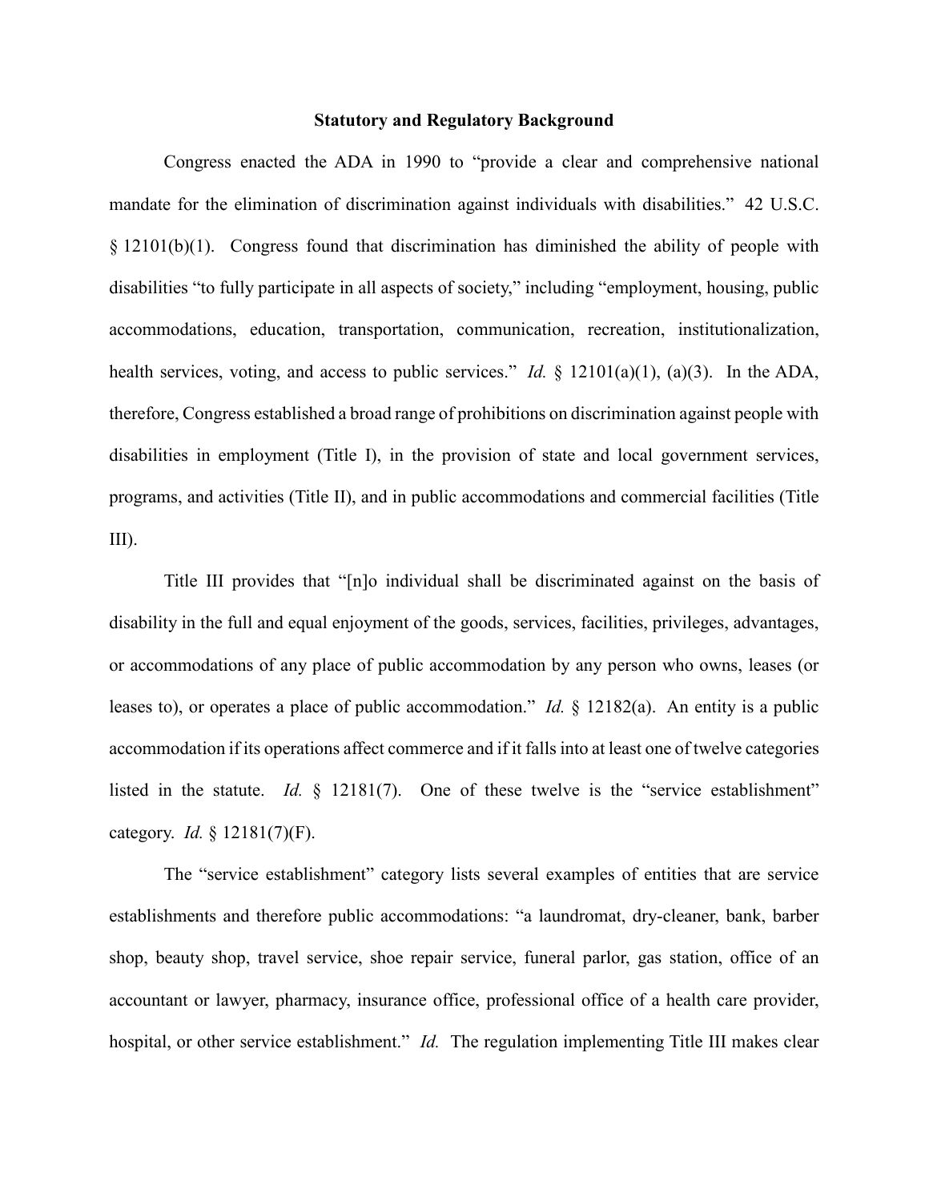## Statutory and Regulatory Background

Congress enacted the ADA in 1990 to "provide a clear and comprehensive national mandate for the elimination of discrimination against individuals with disabilities." 42 U.S.C. § 12101(b)(1). Congress found that discrimination has diminished the ability of people with disabilities "to fully participate in all aspects of society," including "employment, housing, public accommodations, education, transportation, communication, recreation, institutionalization, health services, voting, and access to public services." *Id.* § 12101(a)(1), (a)(3). In the ADA, therefore, Congress established a broad range of prohibitions on discrimination against people with disabilities in employment (Title I), in the provision of state and local government services, programs, and activities (Title II), and in public accommodations and commercial facilities (Title III).

Title III provides that "[n]o individual shall be discriminated against on the basis of disability in the full and equal enjoyment of the goods, services, facilities, privileges, advantages, or accommodations of any place of public accommodation by any person who owns, leases (or leases to), or operates a place of public accommodation." *Id.* § 12182(a). An entity is a public accommodation if its operations affect commerce and if it falls into at least one of twelve categories listed in the statute. *Id.* § 12181(7). One of these twelve is the "service establishment" category. *Id.* § 12181(7)(F).

The "service establishment" category lists several examples of entities that are service establishments and therefore public accommodations: "a laundromat, dry-cleaner, bank, barber shop, beauty shop, travel service, shoe repair service, funeral parlor, gas station, office of an accountant or lawyer, pharmacy, insurance office, professional office of a health care provider, hospital, or other service establishment." *Id.* The regulation implementing Title III makes clear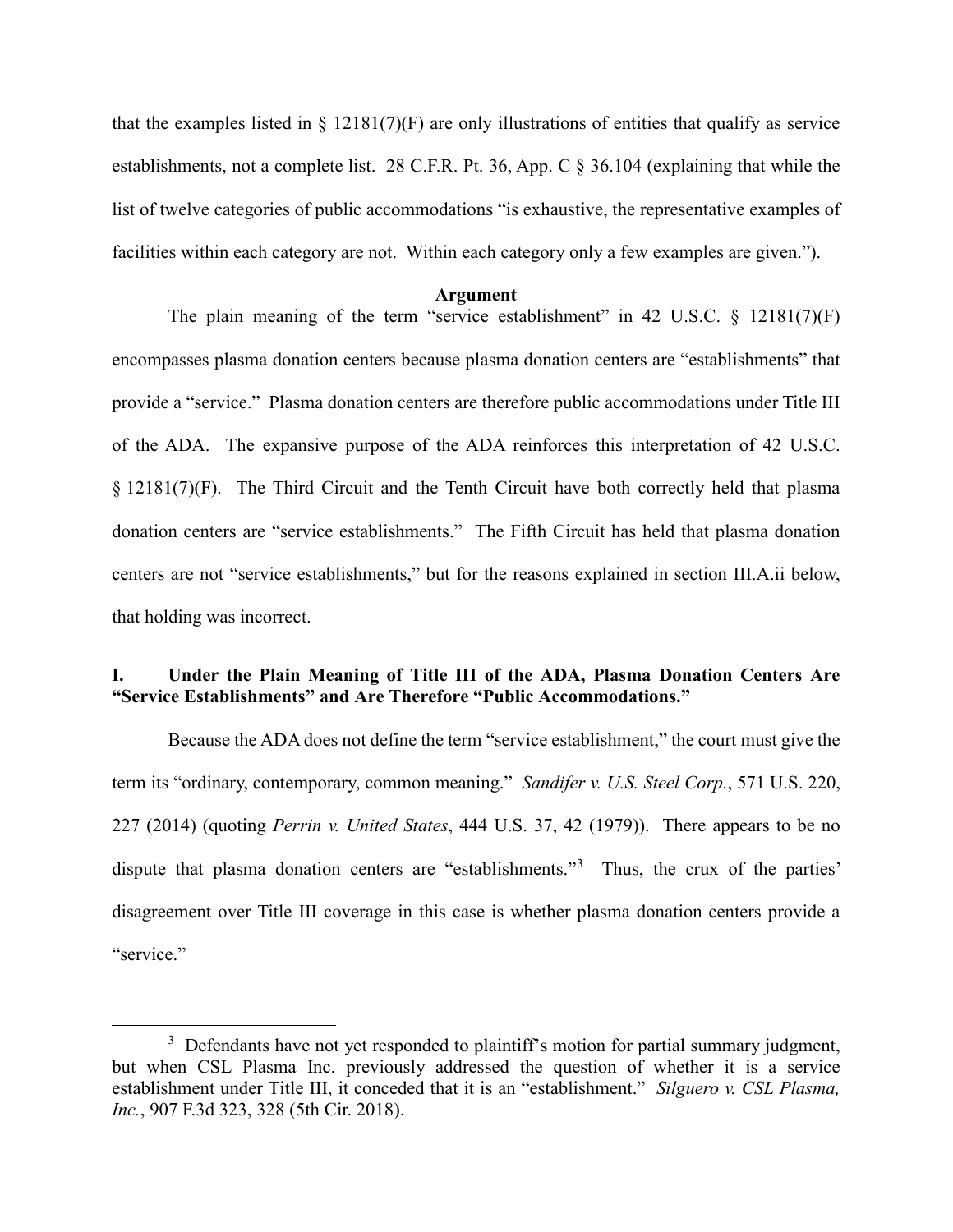that the examples listed in § 12181(7)(F) are only illustrations of entities that qualify as service establishments, not a complete list. 28 C.F.R. Pt. 36, App. C § 36.104 (explaining that while the list of twelve categories of public accommodations "is exhaustive, the representative examples of facilities within each category are not. Within each category only a few examples are given.").

## Argument

The plain meaning of the term "service establishment" in 42 U.S.C. § 12181(7)(F) encompasses plasma donation centers because plasma donation centers are "establishments" that provide a "service." Plasma donation centers are therefore public accommodations under Title III of the ADA. The expansive purpose of the ADA reinforces this interpretation of 42 U.S.C. § 12181(7)(F). The Third Circuit and the Tenth Circuit have both correctly held that plasma donation centers are "service establishments." The Fifth Circuit has held that plasma donation centers are not "service establishments," but for the reasons explained in section III.A.ii below, that holding was incorrect.

### I. Under the Plain Meaning of Title III of the ADA, Plasma Donation Centers Are "Service Establishments" and Are Therefore "Public Accommodations."

Because the ADA does not define the term "service establishment," the court must give the term its "ordinary, contemporary, common meaning." *Sandifer v. U.S. Steel Corp.*, 571 U.S. 220, 227 (2014) (quoting *Perrin v. United States*, 444 U.S. 37, 42 (1979)). There appears to be no dispute that plasma donation centers are "establishments."[3] Thus, the crux of the parties' disagreement over Title III coverage in this case is whether plasma donation centers provide a "service."

[3] Defendants have not yet responded to plaintiff's motion for partial summary judgment, but when CSL Plasma Inc. previously addressed the question of whether it is a service establishment under Title III, it conceded that it is an "establishment." *Silguero v. CSL Plasma, Inc.*, 907 F.3d 323, 328 (5th Cir. 2018).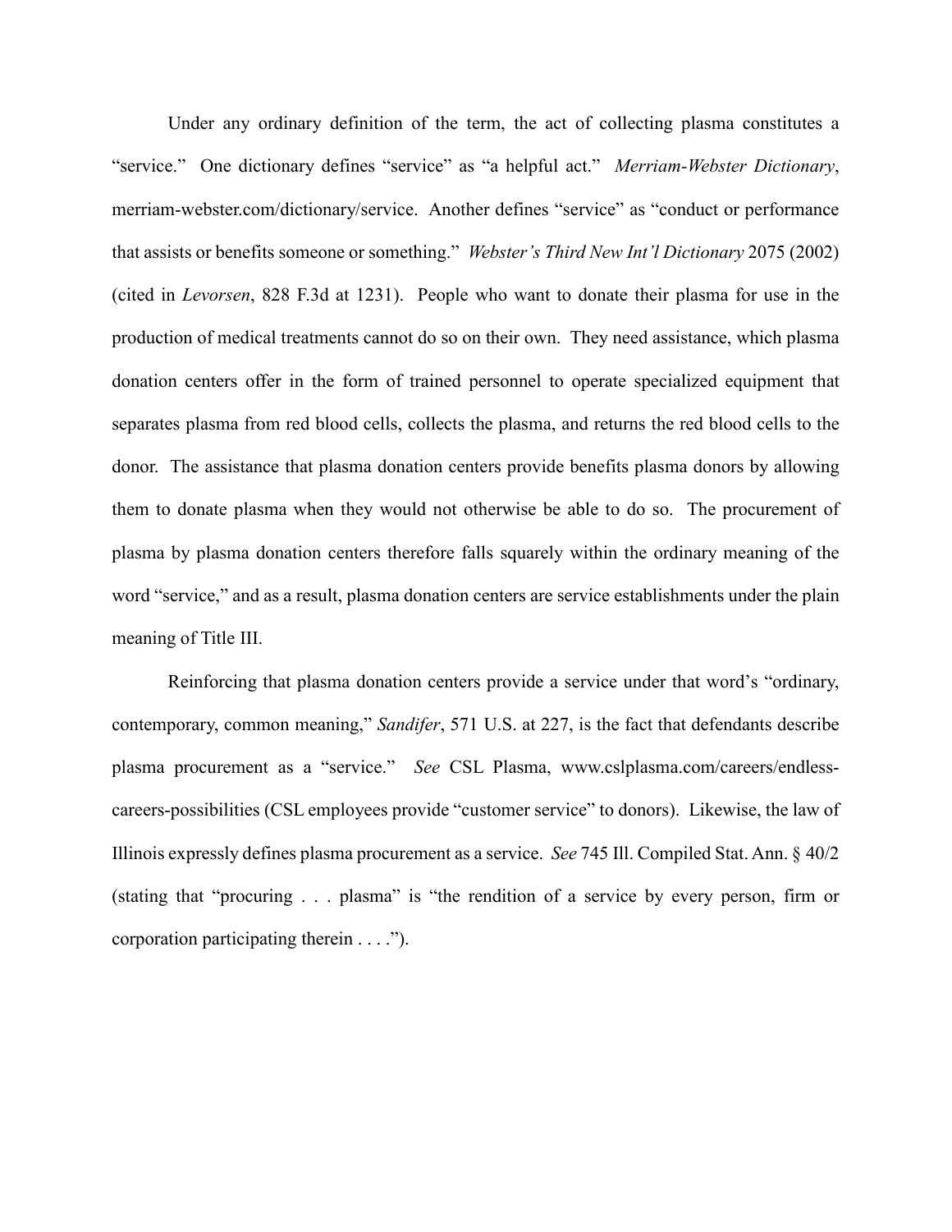Under any ordinary definition of the term, the act of collecting plasma constitutes a "service." One dictionary defines "service" as "a helpful act." *Merriam-Webster Dictionary*, merriam-webster.com/dictionary/service. Another defines "service" as "conduct or performance that assists or benefits someone or something." *Webster's Third New Int'l Dictionary* 2075 (2002) (cited in *Levorsen*, 828 F.3d at 1231). People who want to donate their plasma for use in the production of medical treatments cannot do so on their own. They need assistance, which plasma donation centers offer in the form of trained personnel to operate specialized equipment that separates plasma from red blood cells, collects the plasma, and returns the red blood cells to the donor. The assistance that plasma donation centers provide benefits plasma donors by allowing them to donate plasma when they would not otherwise be able to do so. The procurement of plasma by plasma donation centers therefore falls squarely within the ordinary meaning of the word "service," and as a result, plasma donation centers are service establishments under the plain meaning of Title III.

Reinforcing that plasma donation centers provide a service under that word's "ordinary, contemporary, common meaning," *Sandifer*, 571 U.S. at 227, is the fact that defendants describe plasma procurement as a "service." *See* CSL Plasma, www.cslplasma.com/careers/endless-careers-possibilities (CSL employees provide "customer service" to donors). Likewise, the law of Illinois expressly defines plasma procurement as a service. *See* 745 Ill. Compiled Stat. Ann. § 40/2 (stating that "procuring . . . plasma" is "the rendition of a service by every person, firm or corporation participating therein . . . .").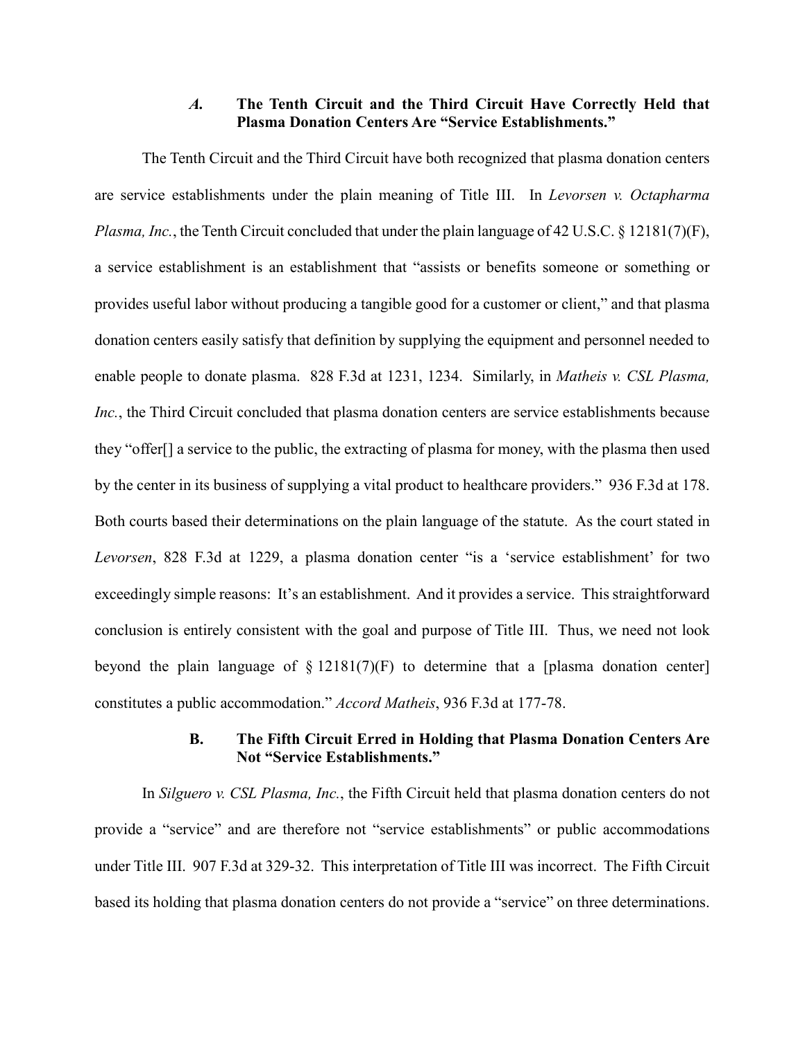### *A.* The Tenth Circuit and the Third Circuit Have Correctly Held that Plasma Donation Centers Are "Service Establishments."

The Tenth Circuit and the Third Circuit have both recognized that plasma donation centers are service establishments under the plain meaning of Title III. In *Levorsen v. Octapharma Plasma, Inc.*, the Tenth Circuit concluded that under the plain language of 42 U.S.C. § 12181(7)(F), a service establishment is an establishment that "assists or benefits someone or something or provides useful labor without producing a tangible good for a customer or client," and that plasma donation centers easily satisfy that definition by supplying the equipment and personnel needed to enable people to donate plasma. 828 F.3d at 1231, 1234. Similarly, in *Matheis v. CSL Plasma, Inc.*, the Third Circuit concluded that plasma donation centers are service establishments because they "offer[] a service to the public, the extracting of plasma for money, with the plasma then used by the center in its business of supplying a vital product to healthcare providers." 936 F.3d at 178. Both courts based their determinations on the plain language of the statute. As the court stated in *Levorsen*, 828 F.3d at 1229, a plasma donation center "is a 'service establishment' for two exceedingly simple reasons: It's an establishment. And it provides a service. This straightforward conclusion is entirely consistent with the goal and purpose of Title III. Thus, we need not look beyond the plain language of § 12181(7)(F) to determine that a [plasma donation center] constitutes a public accommodation." *Accord Matheis*, 936 F.3d at 177-78.

### B. The Fifth Circuit Erred in Holding that Plasma Donation Centers Are Not "Service Establishments."

In *Silguero v. CSL Plasma, Inc.*, the Fifth Circuit held that plasma donation centers do not provide a "service" and are therefore not "service establishments" or public accommodations under Title III. 907 F.3d at 329-32. This interpretation of Title III was incorrect. The Fifth Circuit based its holding that plasma donation centers do not provide a "service" on three determinations.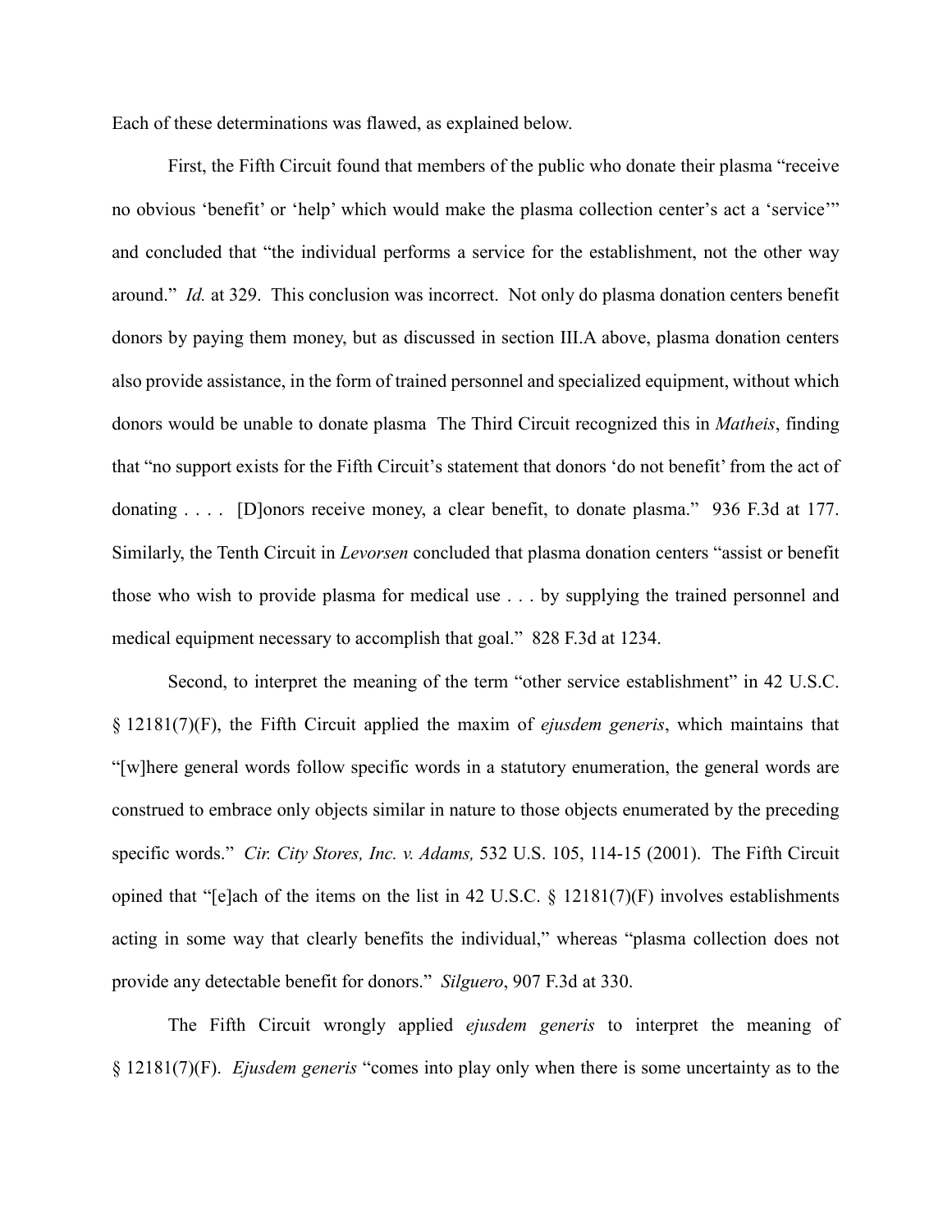Each of these determinations was flawed, as explained below.

First, the Fifth Circuit found that members of the public who donate their plasma "receive no obvious 'benefit' or 'help' which would make the plasma collection center's act a 'service'" and concluded that "the individual performs a service for the establishment, not the other way around." *Id.* at 329. This conclusion was incorrect. Not only do plasma donation centers benefit donors by paying them money, but as discussed in section III.A above, plasma donation centers also provide assistance, in the form of trained personnel and specialized equipment, without which donors would be unable to donate plasma The Third Circuit recognized this in *Matheis*, finding that "no support exists for the Fifth Circuit's statement that donors 'do not benefit' from the act of donating . . . . [D]onors receive money, a clear benefit, to donate plasma." 936 F.3d at 177. Similarly, the Tenth Circuit in *Levorsen* concluded that plasma donation centers "assist or benefit those who wish to provide plasma for medical use . . . by supplying the trained personnel and medical equipment necessary to accomplish that goal." 828 F.3d at 1234.

Second, to interpret the meaning of the term "other service establishment" in 42 U.S.C. § 12181(7)(F), the Fifth Circuit applied the maxim of *ejusdem generis*, which maintains that "[w]here general words follow specific words in a statutory enumeration, the general words are construed to embrace only objects similar in nature to those objects enumerated by the preceding specific words." *Cir. City Stores, Inc. v. Adams,* 532 U.S. 105, 114-15 (2001). The Fifth Circuit opined that "[e]ach of the items on the list in 42 U.S.C. § 12181(7)(F) involves establishments acting in some way that clearly benefits the individual," whereas "plasma collection does not provide any detectable benefit for donors." *Silguero*, 907 F.3d at 330.

The Fifth Circuit wrongly applied *ejusdem generis* to interpret the meaning of § 12181(7)(F). *Ejusdem generis* "comes into play only when there is some uncertainty as to the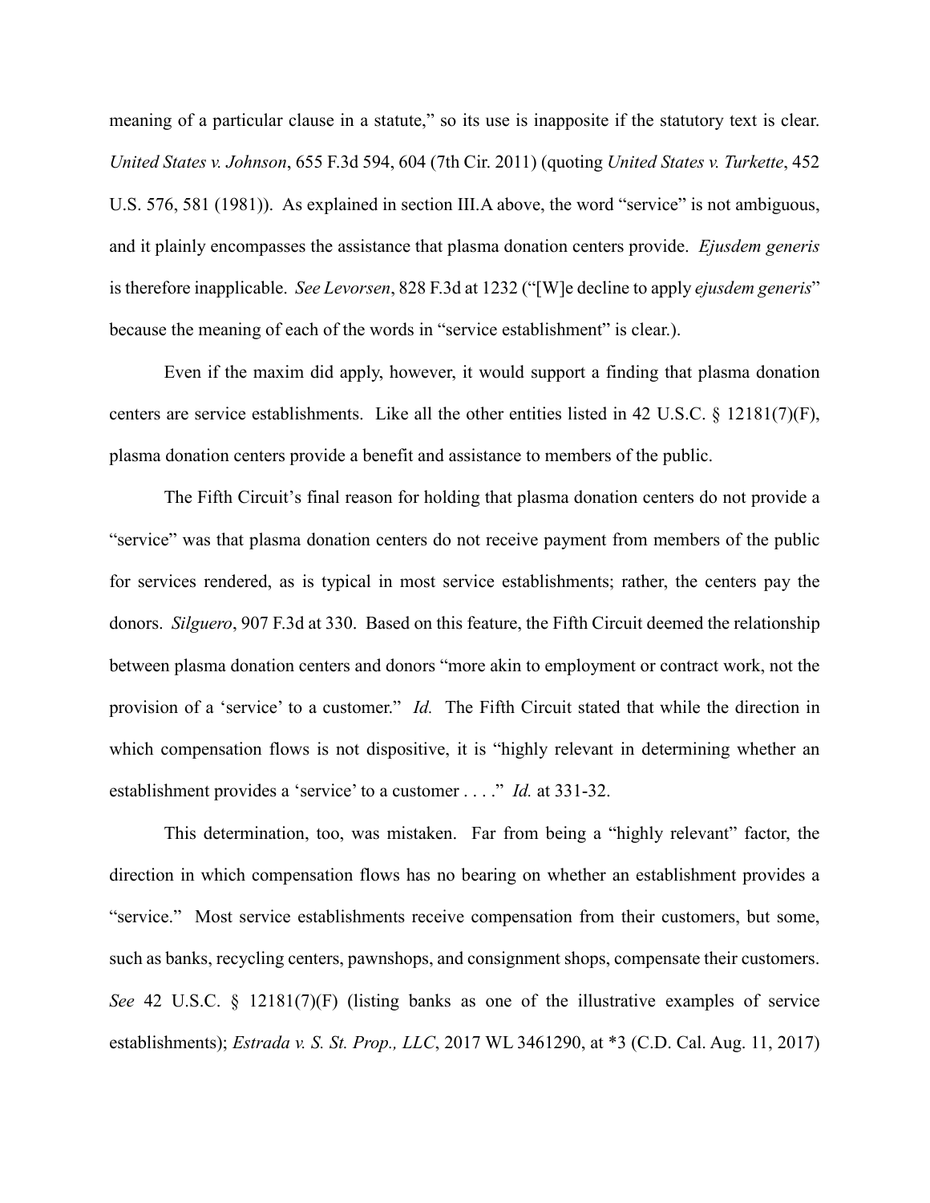meaning of a particular clause in a statute," so its use is inapposite if the statutory text is clear. *United States v. Johnson*, 655 F.3d 594, 604 (7th Cir. 2011) (quoting *United States v. Turkette*, 452 U.S. 576, 581 (1981)). As explained in section III.A above, the word "service" is not ambiguous, and it plainly encompasses the assistance that plasma donation centers provide. *Ejusdem generis* is therefore inapplicable. *See Levorsen*, 828 F.3d at 1232 ("[W]e decline to apply *ejusdem generis*" because the meaning of each of the words in "service establishment" is clear.).

Even if the maxim did apply, however, it would support a finding that plasma donation centers are service establishments. Like all the other entities listed in 42 U.S.C. § 12181(7)(F), plasma donation centers provide a benefit and assistance to members of the public.

The Fifth Circuit's final reason for holding that plasma donation centers do not provide a "service" was that plasma donation centers do not receive payment from members of the public for services rendered, as is typical in most service establishments; rather, the centers pay the donors. *Silguero*, 907 F.3d at 330. Based on this feature, the Fifth Circuit deemed the relationship between plasma donation centers and donors "more akin to employment or contract work, not the provision of a 'service' to a customer." *Id.* The Fifth Circuit stated that while the direction in which compensation flows is not dispositive, it is "highly relevant in determining whether an establishment provides a 'service' to a customer . . . ." *Id.* at 331-32.

This determination, too, was mistaken. Far from being a "highly relevant" factor, the direction in which compensation flows has no bearing on whether an establishment provides a "service." Most service establishments receive compensation from their customers, but some, such as banks, recycling centers, pawnshops, and consignment shops, compensate their customers. *See* 42 U.S.C. § 12181(7)(F) (listing banks as one of the illustrative examples of service establishments); *Estrada v. S. St. Prop., LLC*, 2017 WL 3461290, at *3 (C.D. Cal. Aug. 11, 2017)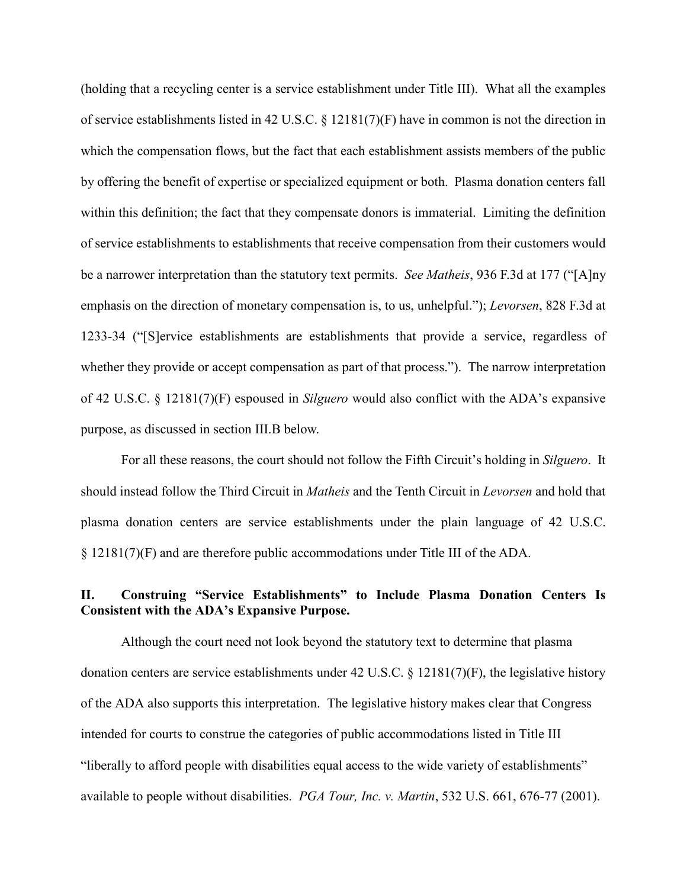(holding that a recycling center is a service establishment under Title III). What all the examples of service establishments listed in 42 U.S.C. § 12181(7)(F) have in common is not the direction in which the compensation flows, but the fact that each establishment assists members of the public by offering the benefit of expertise or specialized equipment or both. Plasma donation centers fall within this definition; the fact that they compensate donors is immaterial. Limiting the definition of service establishments to establishments that receive compensation from their customers would be a narrower interpretation than the statutory text permits. *See Matheis*, 936 F.3d at 177 ("[A]ny emphasis on the direction of monetary compensation is, to us, unhelpful."); *Levorsen*, 828 F.3d at 1233-34 ("[S]ervice establishments are establishments that provide a service, regardless of whether they provide or accept compensation as part of that process."). The narrow interpretation of 42 U.S.C. § 12181(7)(F) espoused in *Silguero* would also conflict with the ADA's expansive purpose, as discussed in section III.B below.

For all these reasons, the court should not follow the Fifth Circuit's holding in *Silguero*. It should instead follow the Third Circuit in *Matheis* and the Tenth Circuit in *Levorsen* and hold that plasma donation centers are service establishments under the plain language of 42 U.S.C. § 12181(7)(F) and are therefore public accommodations under Title III of the ADA.

## II. Construing "Service Establishments" to Include Plasma Donation Centers Is Consistent with the ADA's Expansive Purpose.

Although the court need not look beyond the statutory text to determine that plasma donation centers are service establishments under 42 U.S.C. § 12181(7)(F), the legislative history of the ADA also supports this interpretation. The legislative history makes clear that Congress intended for courts to construe the categories of public accommodations listed in Title III "liberally to afford people with disabilities equal access to the wide variety of establishments" available to people without disabilities. *PGA Tour, Inc. v. Martin*, 532 U.S. 661, 676-77 (2001).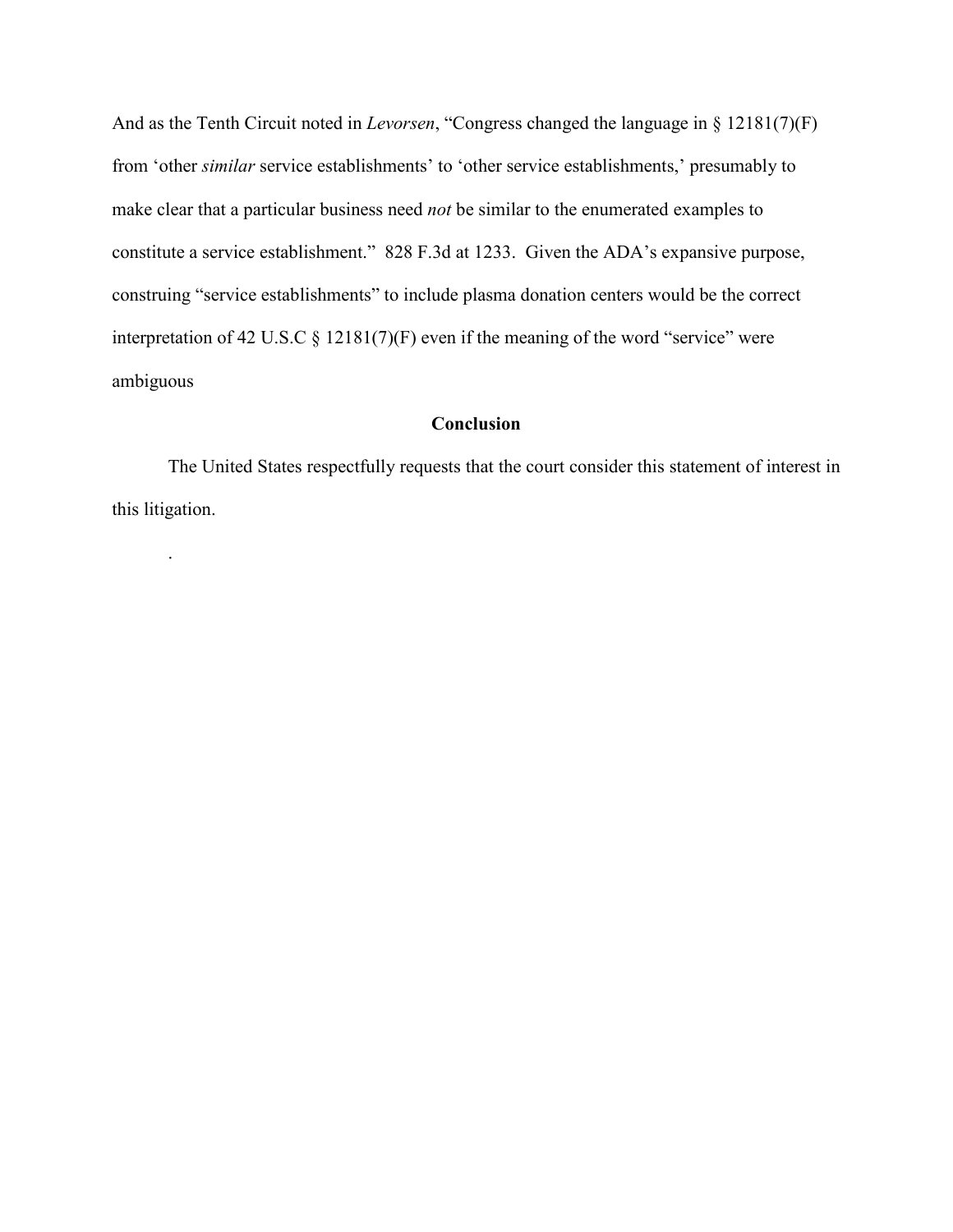And as the Tenth Circuit noted in *Levorsen*, "Congress changed the language in § 12181(7)(F) from 'other *similar* service establishments' to 'other service establishments,' presumably to make clear that a particular business need *not* be similar to the enumerated examples to constitute a service establishment." 828 F.3d at 1233. Given the ADA's expansive purpose, construing "service establishments" to include plasma donation centers would be the correct interpretation of 42 U.S.C § 12181(7)(F) even if the meaning of the word "service" were ambiguous

**Conclusion**

The United States respectfully requests that the court consider this statement of interest in this litigation.

.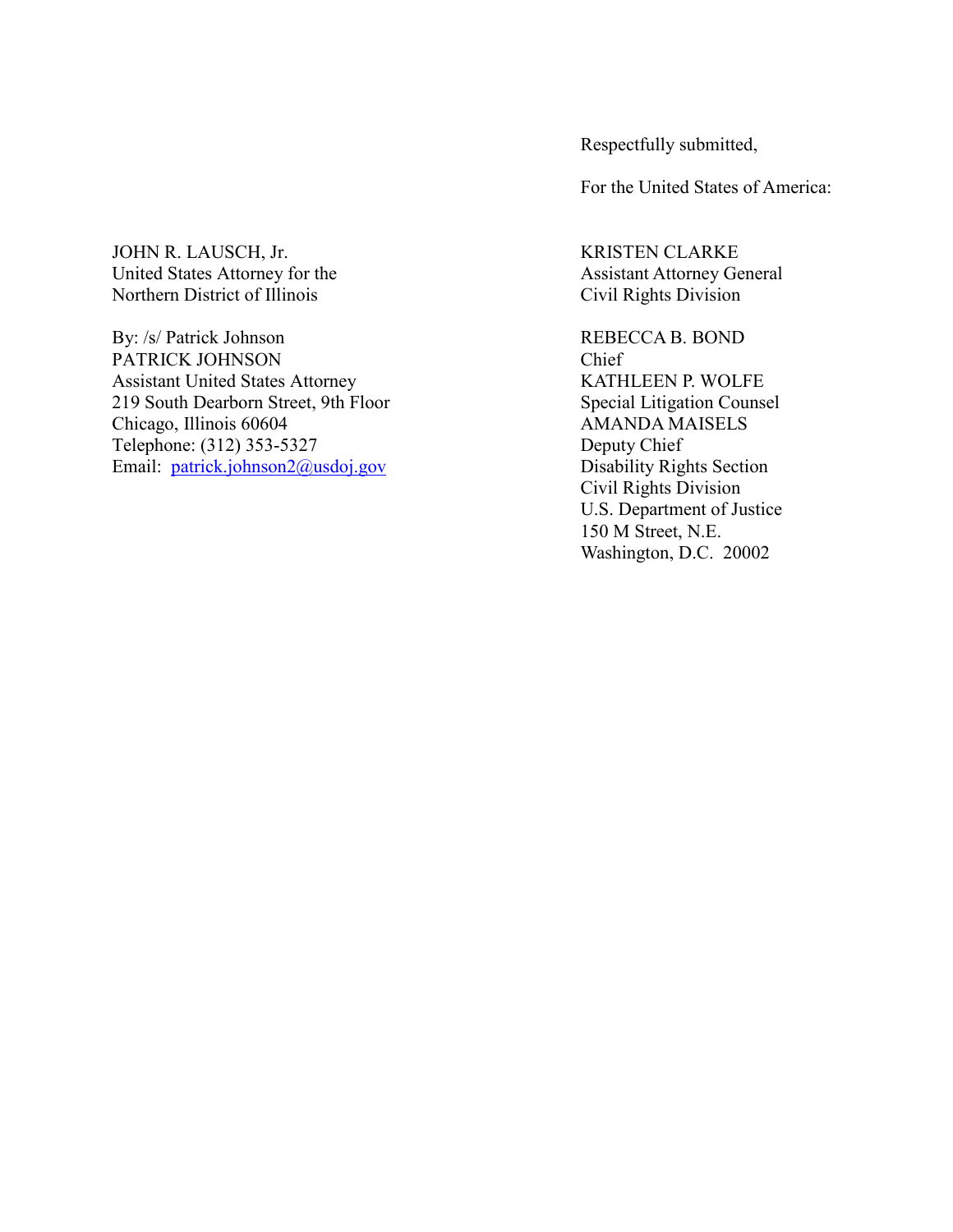Respectfully submitted,

For the United States of America:

JOHN R. LAUSCH, Jr.
United States Attorney for the
Northern District of Illinois

By: /s/ Patrick Johnson
PATRICK JOHNSON
Assistant United States Attorney
219 South Dearborn Street, 9th Floor
Chicago, Illinois 60604
Telephone: (312) 353-5327
Email: [patrick.johnson2@usdoj.gov](mailto:patrick.johnson2@usdoj.gov)

KRISTEN CLARKE
Assistant Attorney General
Civil Rights Division

REBECCA B. BOND
Chief
KATHLEEN P. WOLFE
Special Litigation Counsel
AMANDA MAISELS
Deputy Chief
Disability Rights Section
Civil Rights Division
U.S. Department of Justice
150 M Street, N.E.
Washington, D.C. 20002